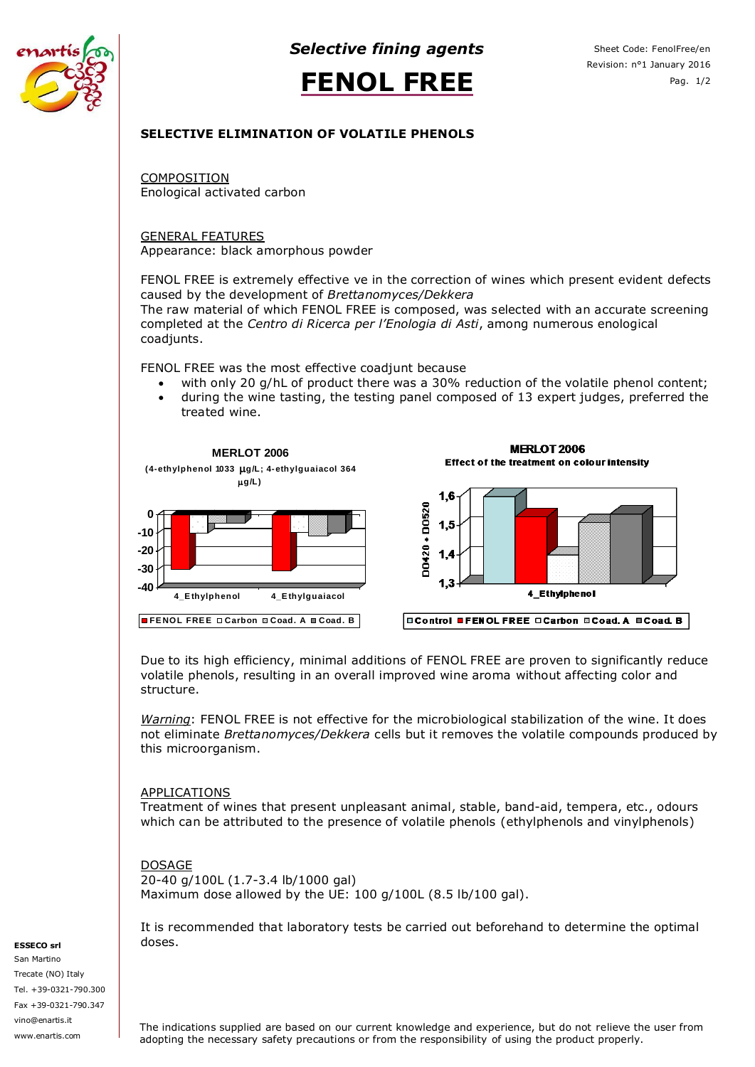*Selective fining agents*

# FENOL FREE

Sheet Code: FenolFree/en
Revision: n°1 January 2016

## SELECTIVE ELIMINATION OF VOLATILE PHENOLS

COMPOSITION
Enological activated carbon

GENERAL FEATURES
Appearance: black amorphous powder

FENOL FREE is extremely effective ve in the correction of wines which present evident defects caused by the development of *Brettanomyces/Dekkera*
The raw material of which FENOL FREE is composed, was selected with an accurate screening completed at the *Centro di Ricerca per l'Enologia di Asti*, among numerous enological coadjunts.

FENOL FREE was the most effective coadjunt because

- with only 20 g/hL of product there was a 30% reduction of the volatile phenol content;
- during the wine tasting, the testing panel composed of 13 expert judges, preferred the treated wine.

**MERLOT 2006**
(4-ethylphenol 1033 µg/L; 4-ethylguaiacol 364 µg/L)

Chart: bar chart of % change (y-axis 0 to -40) for 4_Ethylphenol and 4_Ethylguaiacol. Legend: FENOL FREE, Carbon, Coad. A, Coad. B

**MERLOT 2006**
Effect of the treatment on colour intensity

Chart: bar chart of DO420 + DO520 (y-axis 1,3 to 1,6) for 4_Ethylphenol. Legend: Control, FENOL FREE, Carbon, Coad. A, Coad. B

Due to its high efficiency, minimal additions of FENOL FREE are proven to significantly reduce volatile phenols, resulting in an overall improved wine aroma without affecting color and structure.

*Warning*: FENOL FREE is not effective for the microbiological stabilization of the wine. It does not eliminate *Brettanomyces/Dekkera* cells but it removes the volatile compounds produced by this microorganism.

APPLICATIONS
Treatment of wines that present unpleasant animal, stable, band-aid, tempera, etc., odours which can be attributed to the presence of volatile phenols (ethylphenols and vinylphenols)

DOSAGE
20-40 g/100L (1.7-3.4 lb/1000 gal)
Maximum dose allowed by the UE: 100 g/100L (8.5 lb/100 gal).

It is recommended that laboratory tests be carried out beforehand to determine the optimal doses.

**ESSECO srl**
San Martino
Trecate (NO) Italy
Tel. +39-0321-790.300
Fax +39-0321-790.347
vino@enartis.it
www.enartis.com

The indications supplied are based on our current knowledge and experience, but do not relieve the user from adopting the necessary safety precautions or from the responsibility of using the product properly.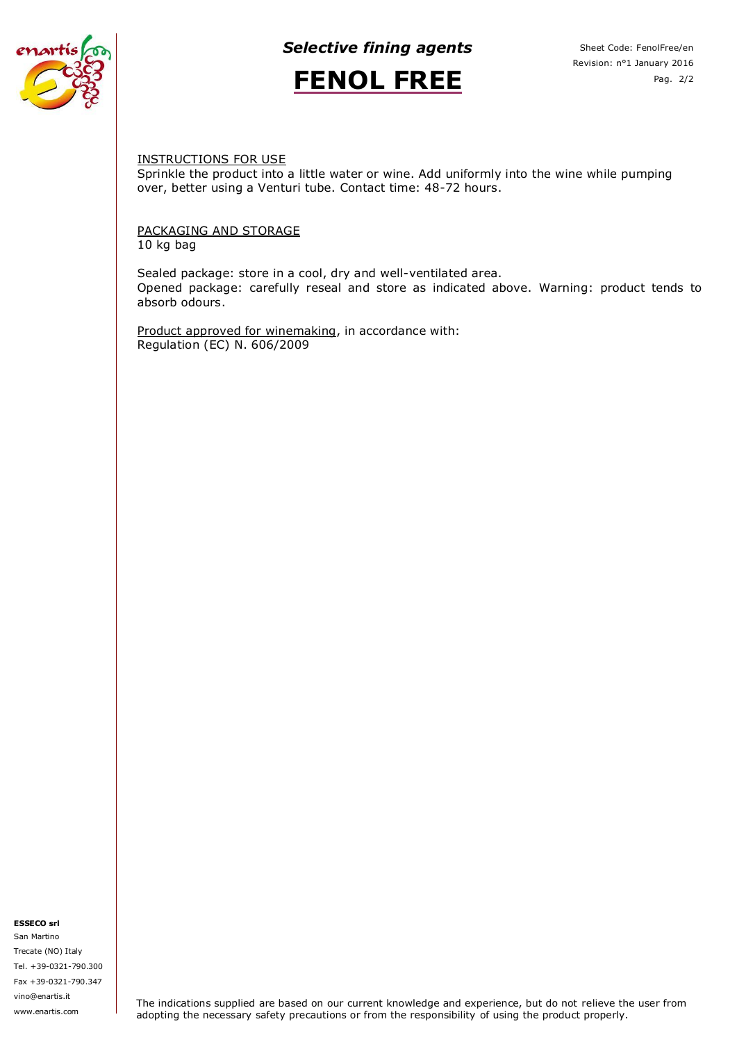INSTRUCTIONS FOR USE
Sprinkle the product into a little water or wine. Add uniformly into the wine while pumping over, better using a Venturi tube. Contact time: 48-72 hours.

PACKAGING AND STORAGE
10 kg bag

Sealed package: store in a cool, dry and well-ventilated area.
Opened package: carefully reseal and store as indicated above. Warning: product tends to absorb odours.

Product approved for winemaking, in accordance with:
Regulation (EC) N. 606/2009

The indications supplied are based on our current knowledge and experience, but do not relieve the user from adopting the necessary safety precautions or from the responsibility of using the product properly.